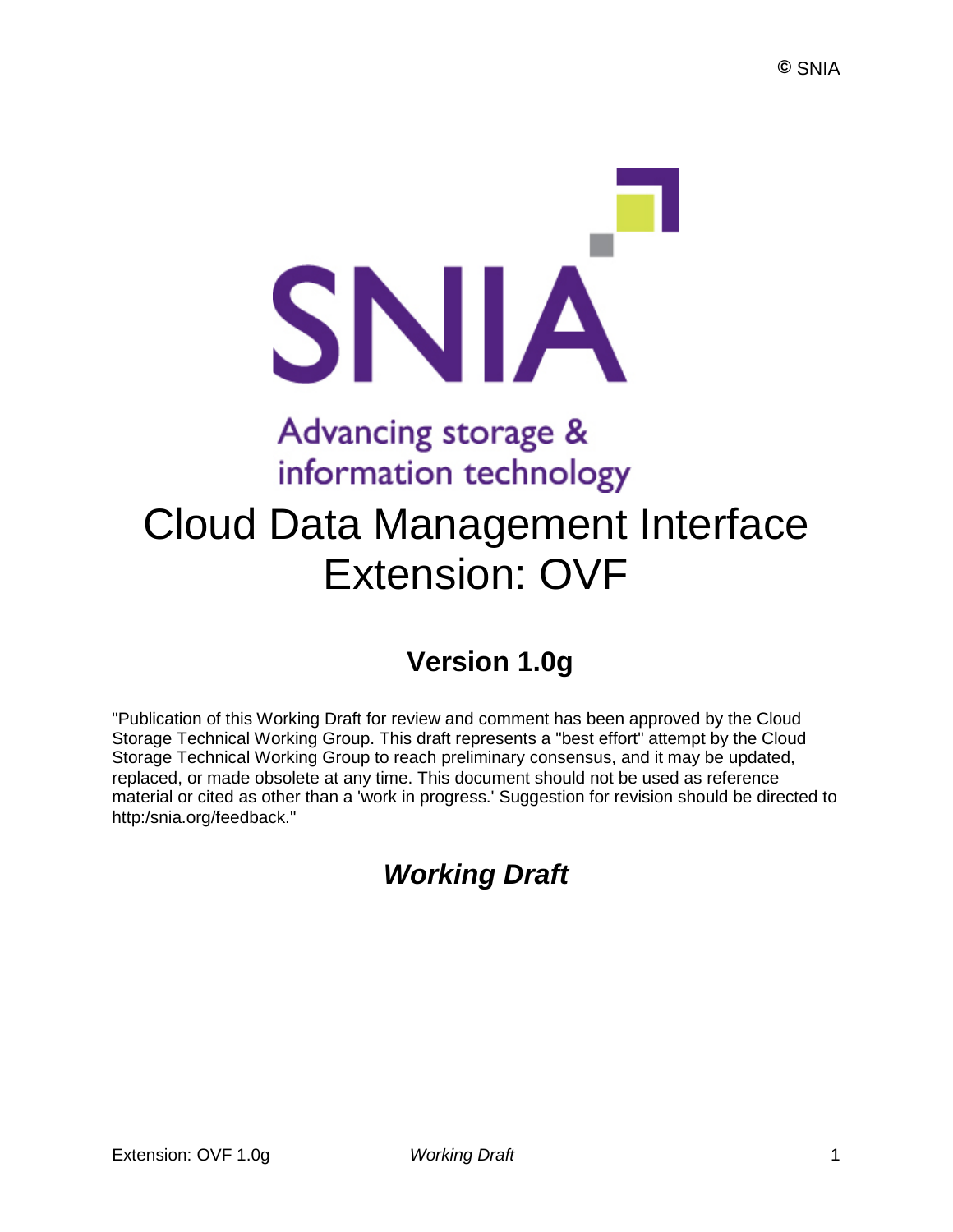© SNIA

SNIA

Advancing storage & information technology

# Cloud Data Management Interface Extension: OVF

## Version 1.0g

"Publication of this Working Draft for review and comment has been approved by the Cloud Storage Technical Working Group. This draft represents a "best effort" attempt by the Cloud Storage Technical Working Group to reach preliminary consensus, and it may be updated, replaced, or made obsolete at any time. This document should not be used as reference material or cited as other than a 'work in progress.' Suggestion for revision should be directed to http:/snia.org/feedback."

## *Working Draft*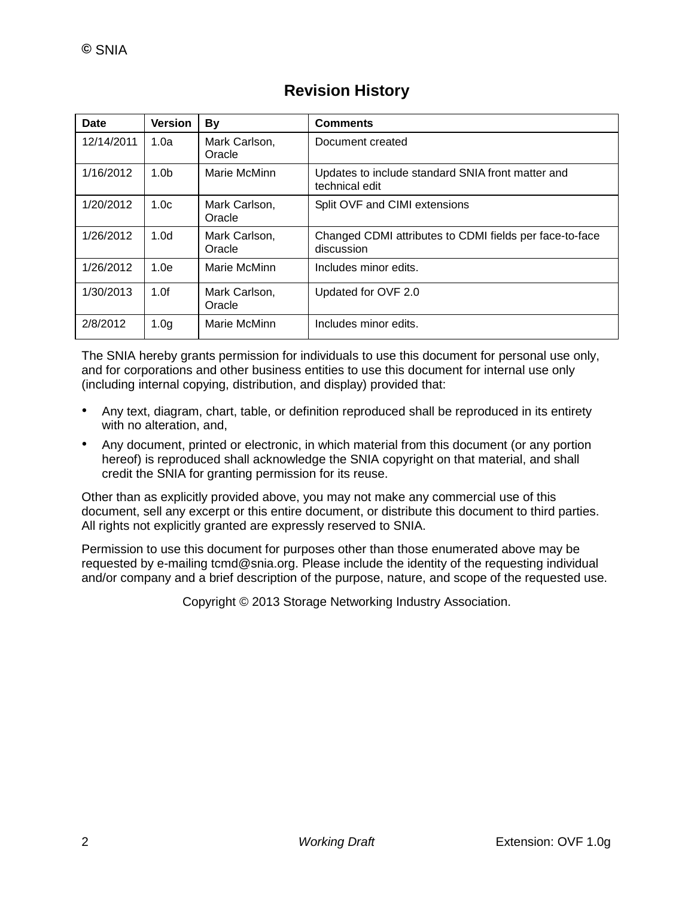## Revision History

| Date | Version | By | Comments |
|---|---|---|---|
| 12/14/2011 | 1.0a | Mark Carlson, Oracle | Document created |
| 1/16/2012 | 1.0b | Marie McMinn | Updates to include standard SNIA front matter and technical edit |
| 1/20/2012 | 1.0c | Mark Carlson, Oracle | Split OVF and CIMI extensions |
| 1/26/2012 | 1.0d | Mark Carlson, Oracle | Changed CDMI attributes to CDMI fields per face-to-face discussion |
| 1/26/2012 | 1.0e | Marie McMinn | Includes minor edits. |
| 1/30/2013 | 1.0f | Mark Carlson, Oracle | Updated for OVF 2.0 |
| 2/8/2012 | 1.0g | Marie McMinn | Includes minor edits. |

The SNIA hereby grants permission for individuals to use this document for personal use only, and for corporations and other business entities to use this document for internal use only (including internal copying, distribution, and display) provided that:

- Any text, diagram, chart, table, or definition reproduced shall be reproduced in its entirety with no alteration, and,
- Any document, printed or electronic, in which material from this document (or any portion hereof) is reproduced shall acknowledge the SNIA copyright on that material, and shall credit the SNIA for granting permission for its reuse.

Other than as explicitly provided above, you may not make any commercial use of this document, sell any excerpt or this entire document, or distribute this document to third parties. All rights not explicitly granted are expressly reserved to SNIA.

Permission to use this document for purposes other than those enumerated above may be requested by e-mailing tcmd@snia.org. Please include the identity of the requesting individual and/or company and a brief description of the purpose, nature, and scope of the requested use.

Copyright © 2013 Storage Networking Industry Association.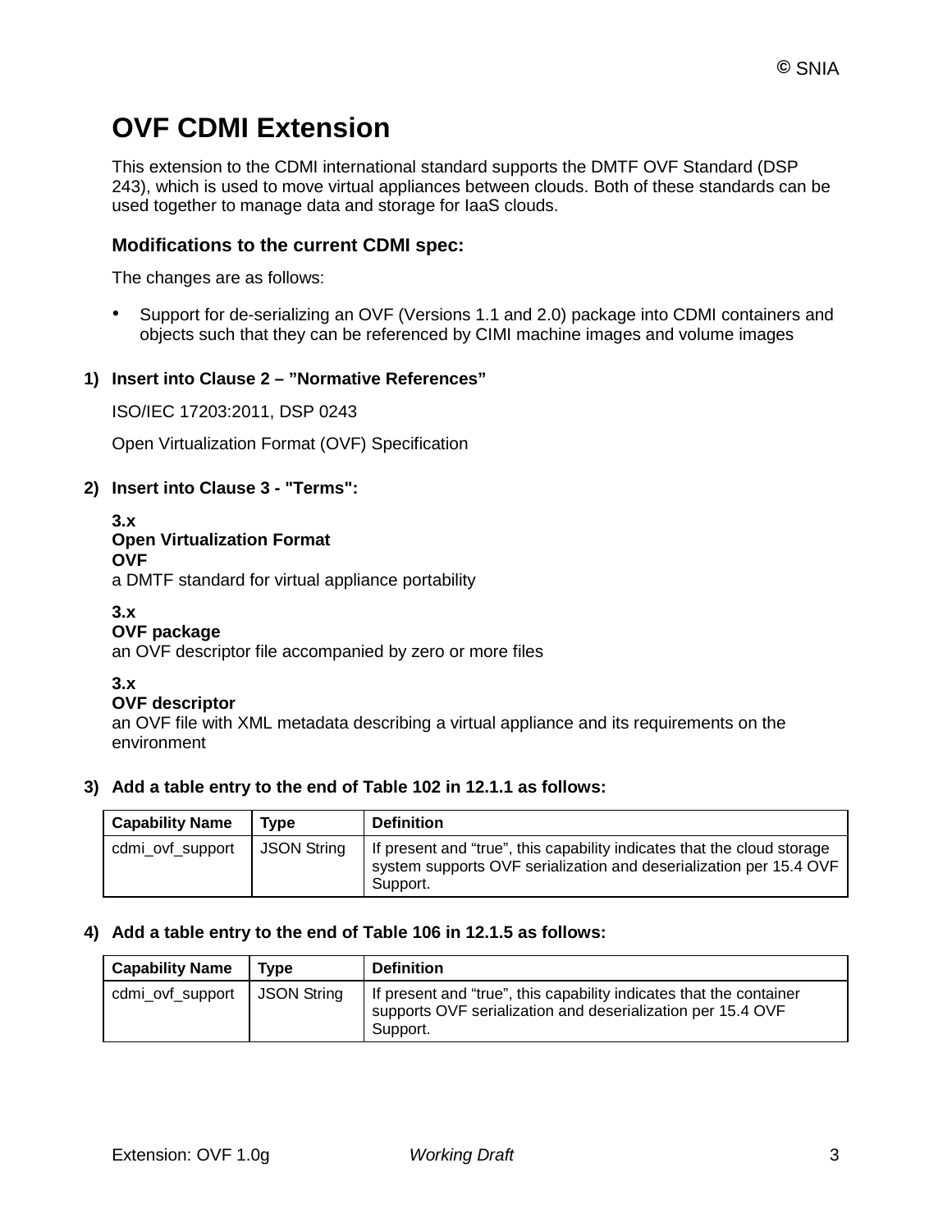# OVF CDMI Extension

This extension to the CDMI international standard supports the DMTF OVF Standard (DSP 243), which is used to move virtual appliances between clouds. Both of these standards can be used together to manage data and storage for IaaS clouds.

### Modifications to the current CDMI spec:

The changes are as follows:

- Support for de-serializing an OVF (Versions 1.1 and 2.0) package into CDMI containers and objects such that they can be referenced by CIMI machine images and volume images

1) **Insert into Clause 2 – "Normative References"**

   ISO/IEC 17203:2011, DSP 0243

   Open Virtualization Format (OVF) Specification

2) **Insert into Clause 3 - "Terms":**

   **3.x**
   **Open Virtualization Format**
   **OVF**
   a DMTF standard for virtual appliance portability

   **3.x**
   **OVF package**
   an OVF descriptor file accompanied by zero or more files

   **3.x**
   **OVF descriptor**
   an OVF file with XML metadata describing a virtual appliance and its requirements on the environment

3) **Add a table entry to the end of Table 102 in 12.1.1 as follows:**

| Capability Name | Type | Definition |
|---|---|---|
| cdmi_ovf_support | JSON String | If present and "true", this capability indicates that the cloud storage system supports OVF serialization and deserialization per 15.4 OVF Support. |

4) **Add a table entry to the end of Table 106 in 12.1.5 as follows:**

| Capability Name | Type | Definition |
|---|---|---|
| cdmi_ovf_support | JSON String | If present and "true", this capability indicates that the container supports OVF serialization and deserialization per 15.4 OVF Support. |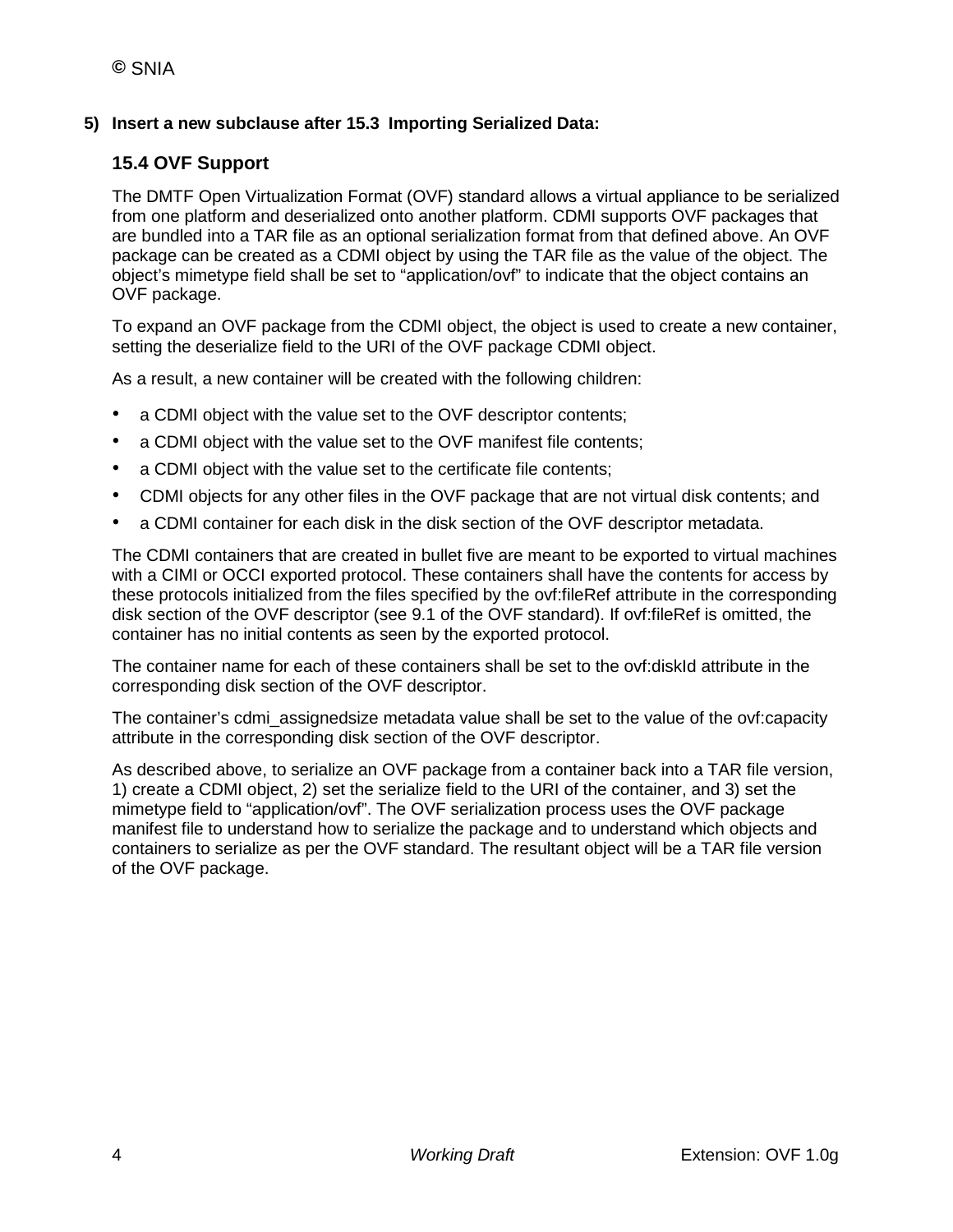**5) Insert a new subclause after 15.3 Importing Serialized Data:**

## 15.4 OVF Support

The DMTF Open Virtualization Format (OVF) standard allows a virtual appliance to be serialized from one platform and deserialized onto another platform. CDMI supports OVF packages that are bundled into a TAR file as an optional serialization format from that defined above. An OVF package can be created as a CDMI object by using the TAR file as the value of the object. The object's mimetype field shall be set to "application/ovf" to indicate that the object contains an OVF package.

To expand an OVF package from the CDMI object, the object is used to create a new container, setting the deserialize field to the URI of the OVF package CDMI object.

As a result, a new container will be created with the following children:

- a CDMI object with the value set to the OVF descriptor contents;
- a CDMI object with the value set to the OVF manifest file contents;
- a CDMI object with the value set to the certificate file contents;
- CDMI objects for any other files in the OVF package that are not virtual disk contents; and
- a CDMI container for each disk in the disk section of the OVF descriptor metadata.

The CDMI containers that are created in bullet five are meant to be exported to virtual machines with a CIMI or OCCI exported protocol. These containers shall have the contents for access by these protocols initialized from the files specified by the ovf:fileRef attribute in the corresponding disk section of the OVF descriptor (see 9.1 of the OVF standard). If ovf:fileRef is omitted, the container has no initial contents as seen by the exported protocol.

The container name for each of these containers shall be set to the ovf:diskId attribute in the corresponding disk section of the OVF descriptor.

The container's cdmi_assignedsize metadata value shall be set to the value of the ovf:capacity attribute in the corresponding disk section of the OVF descriptor.

As described above, to serialize an OVF package from a container back into a TAR file version, 1) create a CDMI object, 2) set the serialize field to the URI of the container, and 3) set the mimetype field to "application/ovf". The OVF serialization process uses the OVF package manifest file to understand how to serialize the package and to understand which objects and containers to serialize as per the OVF standard. The resultant object will be a TAR file version of the OVF package.